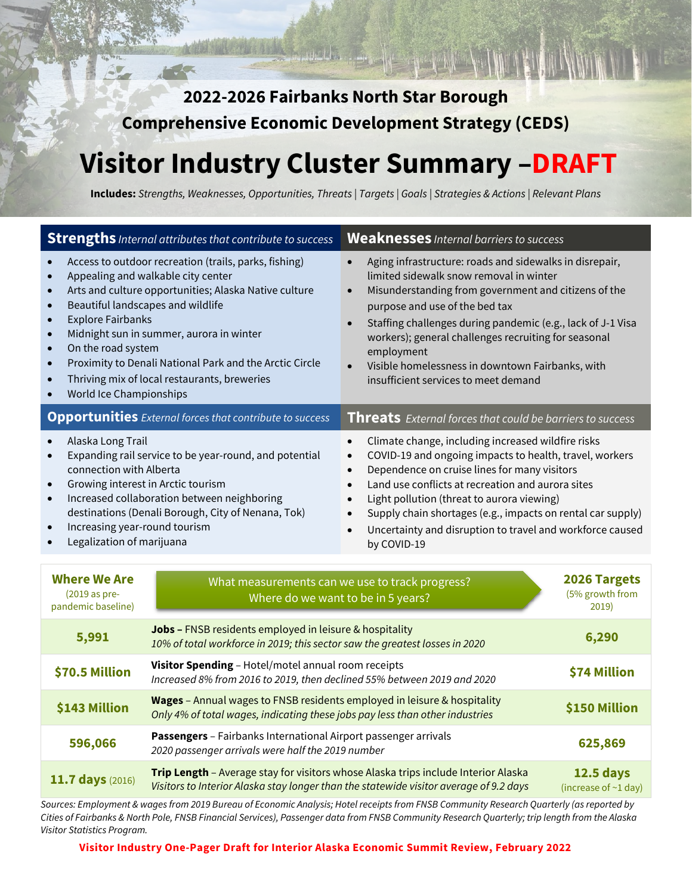## 2022-2026 Fairbanks North Star Borough
## Comprehensive Economic Development Strategy (CEDS)

# Visitor Industry Cluster Summary –DRAFT

**Includes:** *Strengths, Weaknesses, Opportunities, Threats* | *Targets* | *Goals* | *Strategies & Actions* | *Relevant Plans*

### Strengths *Internal attributes that contribute to success*

- Access to outdoor recreation (trails, parks, fishing)
- Appealing and walkable city center
- Arts and culture opportunities; Alaska Native culture
- Beautiful landscapes and wildlife
- Explore Fairbanks
- Midnight sun in summer, aurora in winter
- On the road system
- Proximity to Denali National Park and the Arctic Circle
- Thriving mix of local restaurants, breweries
- World Ice Championships

### Weaknesses *Internal barriers to success*

- Aging infrastructure: roads and sidewalks in disrepair, limited sidewalk snow removal in winter
- Misunderstanding from government and citizens of the purpose and use of the bed tax
- Staffing challenges during pandemic (e.g., lack of J-1 Visa workers); general challenges recruiting for seasonal employment
- Visible homelessness in downtown Fairbanks, with insufficient services to meet demand

### Opportunities *External forces that contribute to success*

- Alaska Long Trail
- Expanding rail service to be year-round, and potential connection with Alberta
- Growing interest in Arctic tourism
- Increased collaboration between neighboring destinations (Denali Borough, City of Nenana, Tok)
- Increasing year-round tourism
- Legalization of marijuana

### Threats *External forces that could be barriers to success*

- Climate change, including increased wildfire risks
- COVID-19 and ongoing impacts to health, travel, workers
- Dependence on cruise lines for many visitors
- Land use conflicts at recreation and aurora sites
- Light pollution (threat to aurora viewing)
- Supply chain shortages (e.g., impacts on rental car supply)
- Uncertainty and disruption to travel and workforce caused by COVID-19

| **Where We Are** (2019 as pre-pandemic baseline) | What measurements can we use to track progress? Where do we want to be in 5 years? | **2026 Targets** (5% growth from 2019) |
|---|---|---|
| **5,991** | **Jobs –** FNSB residents employed in leisure & hospitality *10% of total workforce in 2019; this sector saw the greatest losses in 2020* | **6,290** |
| **$70.5 Million** | **Visitor Spending** – Hotel/motel annual room receipts *Increased 8% from 2016 to 2019, then declined 55% between 2019 and 2020* | **$74 Million** |
| **$143 Million** | **Wages** – Annual wages to FNSB residents employed in leisure & hospitality *Only 4% of total wages, indicating these jobs pay less than other industries* | **$150 Million** |
| **596,066** | **Passengers** – Fairbanks International Airport passenger arrivals *2020 passenger arrivals were half the 2019 number* | **625,869** |
| **11.7 days** (2016) | **Trip Length** – Average stay for visitors whose Alaska trips include Interior Alaska *Visitors to Interior Alaska stay longer than the statewide visitor average of 9.2 days* | **12.5 days** (increase of ~1 day) |

*Sources: Employment & wages from 2019 Bureau of Economic Analysis; Hotel receipts from FNSB Community Research Quarterly (as reported by Cities of Fairbanks & North Pole, FNSB Financial Services), Passenger data from FNSB Community Research Quarterly; trip length from the Alaska Visitor Statistics Program.*

**Visitor Industry One-Pager Draft for Interior Alaska Economic Summit Review, February 2022**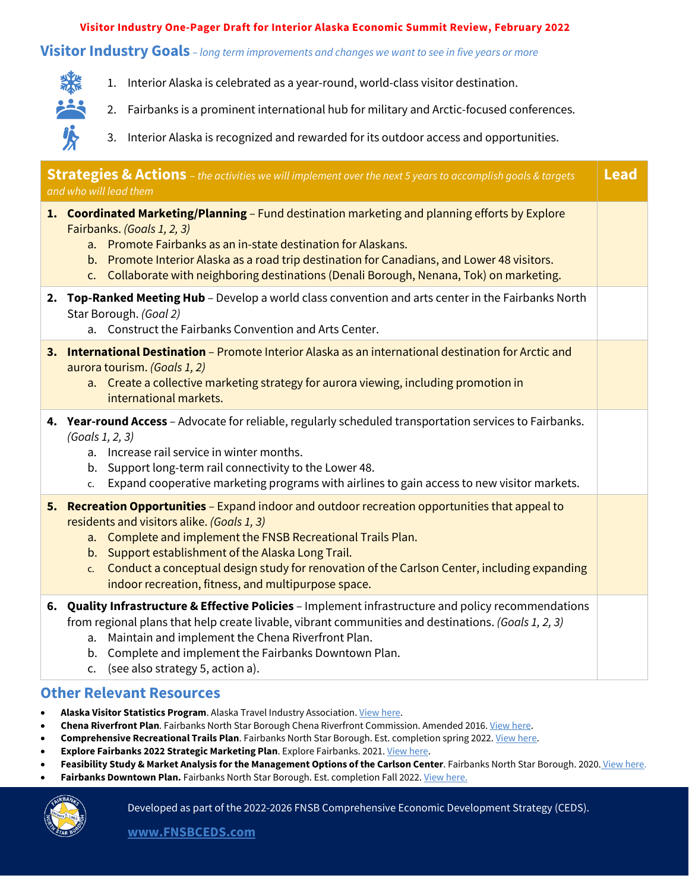Visitor Industry One-Pager Draft for Interior Alaska Economic Summit Review, February 2022

## Visitor Industry Goals *– long term improvements and changes we want to see in five years or more*

1. Interior Alaska is celebrated as a year-round, world-class visitor destination.
2. Fairbanks is a prominent international hub for military and Arctic-focused conferences.
3. Interior Alaska is recognized and rewarded for its outdoor access and opportunities.

| **Strategies & Actions** *– the activities we will implement over the next 5 years to accomplish goals & targets and who will lead them* | **Lead** |
|---|---|
| **1. Coordinated Marketing/Planning** – Fund destination marketing and planning efforts by Explore Fairbanks. *(Goals 1, 2, 3)*<br>a. Promote Fairbanks as an in-state destination for Alaskans.<br>b. Promote Interior Alaska as a road trip destination for Canadians, and Lower 48 visitors.<br>c. Collaborate with neighboring destinations (Denali Borough, Nenana, Tok) on marketing. | |
| **2. Top-Ranked Meeting Hub** – Develop a world class convention and arts center in the Fairbanks North Star Borough. *(Goal 2)*<br>a. Construct the Fairbanks Convention and Arts Center. | |
| **3. International Destination** – Promote Interior Alaska as an international destination for Arctic and aurora tourism. *(Goals 1, 2)*<br>a. Create a collective marketing strategy for aurora viewing, including promotion in international markets. | |
| **4. Year-round Access** – Advocate for reliable, regularly scheduled transportation services to Fairbanks. *(Goals 1, 2, 3)*<br>a. Increase rail service in winter months.<br>b. Support long-term rail connectivity to the Lower 48.<br>c. Expand cooperative marketing programs with airlines to gain access to new visitor markets. | |
| **5. Recreation Opportunities** – Expand indoor and outdoor recreation opportunities that appeal to residents and visitors alike. *(Goals 1, 3)*<br>a. Complete and implement the FNSB Recreational Trails Plan.<br>b. Support establishment of the Alaska Long Trail.<br>c. Conduct a conceptual design study for renovation of the Carlson Center, including expanding indoor recreation, fitness, and multipurpose space. | |
| **6. Quality Infrastructure & Effective Policies** – Implement infrastructure and policy recommendations from regional plans that help create livable, vibrant communities and destinations. *(Goals 1, 2, 3)*<br>a. Maintain and implement the Chena Riverfront Plan.<br>b. Complete and implement the Fairbanks Downtown Plan.<br>c. (see also strategy 5, action a). | |

## Other Relevant Resources

- **Alaska Visitor Statistics Program**. Alaska Travel Industry Association. View here.
- **Chena Riverfront Plan**. Fairbanks North Star Borough Chena Riverfront Commission. Amended 2016. View here.
- **Comprehensive Recreational Trails Plan**. Fairbanks North Star Borough. Est. completion spring 2022. View here.
- **Explore Fairbanks 2022 Strategic Marketing Plan**. Explore Fairbanks. 2021. View here.
- **Feasibility Study & Market Analysis for the Management Options of the Carlson Center**. Fairbanks North Star Borough. 2020. View here.
- **Fairbanks Downtown Plan.** Fairbanks North Star Borough. Est. completion Fall 2022. View here.

Developed as part of the 2022-2026 FNSB Comprehensive Economic Development Strategy (CEDS).

**www.FNSBCEDS.com**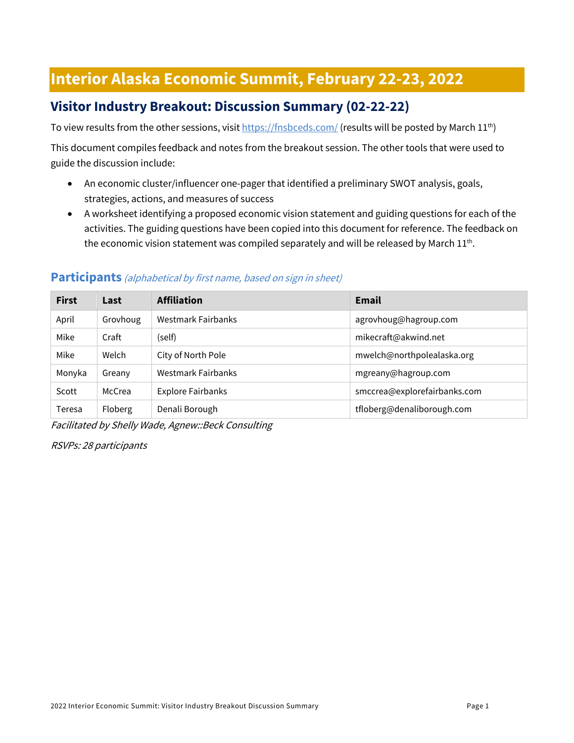# Interior Alaska Economic Summit, February 22-23, 2022

## Visitor Industry Breakout: Discussion Summary (02-22-22)

To view results from the other sessions, visit https://fnsbceds.com/ (results will be posted by March 11th)

This document compiles feedback and notes from the breakout session. The other tools that were used to guide the discussion include:

- An economic cluster/influencer one-pager that identified a preliminary SWOT analysis, goals, strategies, actions, and measures of success
- A worksheet identifying a proposed economic vision statement and guiding questions for each of the activities. The guiding questions have been copied into this document for reference. The feedback on the economic vision statement was compiled separately and will be released by March 11th.

### Participants *(alphabetical by first name, based on sign in sheet)*

| First | Last | Affiliation | Email |
|---|---|---|---|
| April | Grovhoug | Westmark Fairbanks | agrovhoug@hagroup.com |
| Mike | Craft | (self) | mikecraft@akwind.net |
| Mike | Welch | City of North Pole | mwelch@northpolealaska.org |
| Monyka | Greany | Westmark Fairbanks | mgreany@hagroup.com |
| Scott | McCrea | Explore Fairbanks | smccrea@explorefairbanks.com |
| Teresa | Floberg | Denali Borough | tfloberg@denaliborough.com |

*Facilitated by Shelly Wade, Agnew::Beck Consulting*

*RSVPs: 28 participants*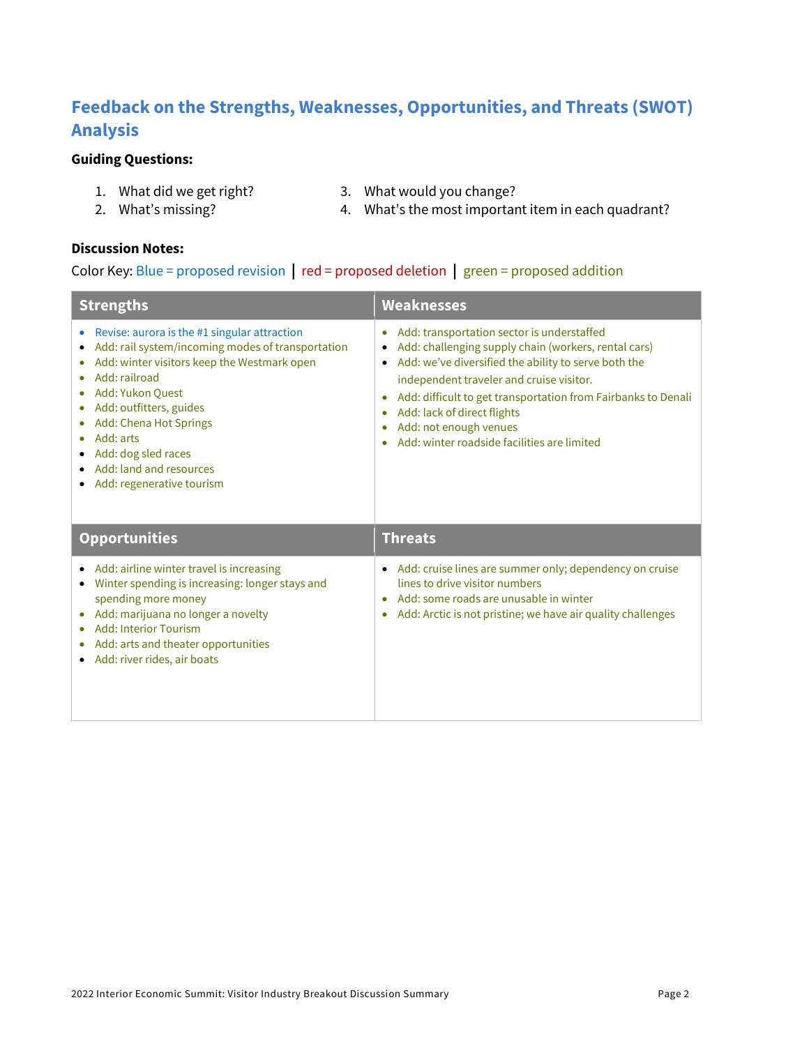## Feedback on the Strengths, Weaknesses, Opportunities, and Threats (SWOT) Analysis

**Guiding Questions:**

1. What did we get right?
2. What's missing?
3. What would you change?
4. What's the most important item in each quadrant?

**Discussion Notes:**

Color Key: Blue = proposed revision | red = proposed deletion | green = proposed addition

### Strengths

- Revise: aurora is the #1 singular attraction
- Add: rail system/incoming modes of transportation
- Add: winter visitors keep the Westmark open
- Add: railroad
- Add: Yukon Quest
- Add: outfitters, guides
- Add: Chena Hot Springs
- Add: arts
- Add: dog sled races
- Add: land and resources
- Add: regenerative tourism

### Weaknesses

- Add: transportation sector is understaffed
- Add: challenging supply chain (workers, rental cars)
- Add: we've diversified the ability to serve both the independent traveler and cruise visitor.
- Add: difficult to get transportation from Fairbanks to Denali
- Add: lack of direct flights
- Add: not enough venues
- Add: winter roadside facilities are limited

### Opportunities

- Add: airline winter travel is increasing
- Winter spending is increasing: longer stays and spending more money
- Add: marijuana no longer a novelty
- Add: Interior Tourism
- Add: arts and theater opportunities
- Add: river rides, air boats

### Threats

- Add: cruise lines are summer only; dependency on cruise lines to drive visitor numbers
- Add: some roads are unusable in winter
- Add: Arctic is not pristine; we have air quality challenges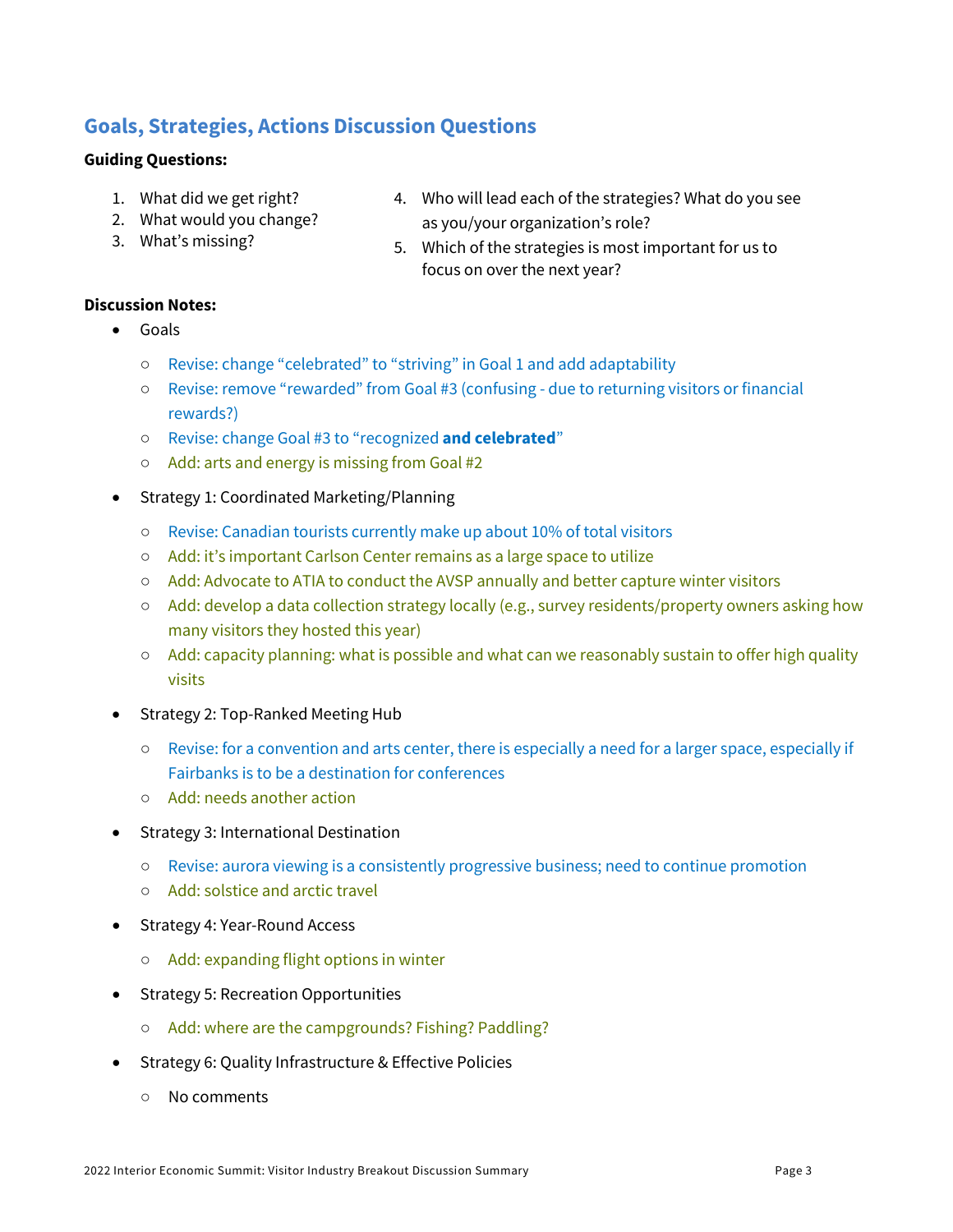## Goals, Strategies, Actions Discussion Questions

**Guiding Questions:**

1. What did we get right?
2. What would you change?
3. What's missing?
4. Who will lead each of the strategies? What do you see as you/your organization's role?
5. Which of the strategies is most important for us to focus on over the next year?

**Discussion Notes:**

- Goals
  - Revise: change "celebrated" to "striving" in Goal 1 and add adaptability
  - Revise: remove "rewarded" from Goal #3 (confusing - due to returning visitors or financial rewards?)
  - Revise: change Goal #3 to "recognized **and celebrated**"
  - Add: arts and energy is missing from Goal #2
- Strategy 1: Coordinated Marketing/Planning
  - Revise: Canadian tourists currently make up about 10% of total visitors
  - Add: it's important Carlson Center remains as a large space to utilize
  - Add: Advocate to ATIA to conduct the AVSP annually and better capture winter visitors
  - Add: develop a data collection strategy locally (e.g., survey residents/property owners asking how many visitors they hosted this year)
  - Add: capacity planning: what is possible and what can we reasonably sustain to offer high quality visits
- Strategy 2: Top-Ranked Meeting Hub
  - Revise: for a convention and arts center, there is especially a need for a larger space, especially if Fairbanks is to be a destination for conferences
  - Add: needs another action
- Strategy 3: International Destination
  - Revise: aurora viewing is a consistently progressive business; need to continue promotion
  - Add: solstice and arctic travel
- Strategy 4: Year-Round Access
  - Add: expanding flight options in winter
- Strategy 5: Recreation Opportunities
  - Add: where are the campgrounds? Fishing? Paddling?
- Strategy 6: Quality Infrastructure & Effective Policies
  - No comments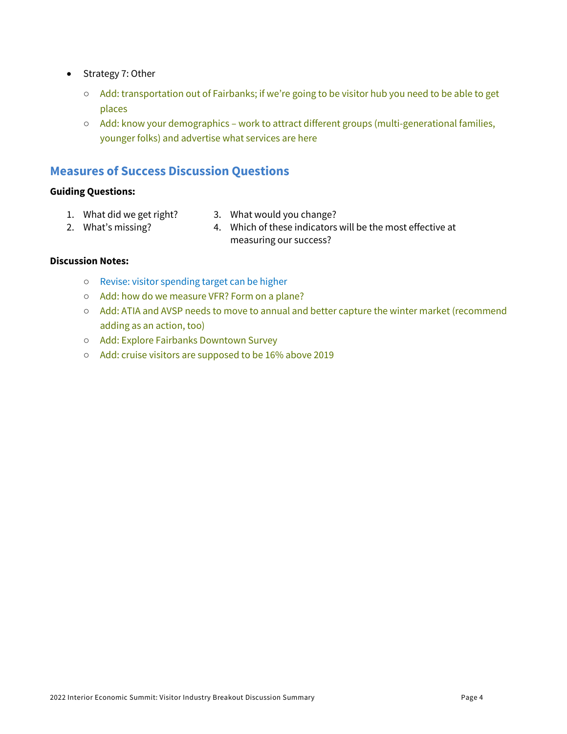- Strategy 7: Other
  - Add: transportation out of Fairbanks; if we're going to be visitor hub you need to be able to get places
  - Add: know your demographics – work to attract different groups (multi-generational families, younger folks) and advertise what services are here

## Measures of Success Discussion Questions

**Guiding Questions:**

1. What did we get right?
2. What's missing?
3. What would you change?
4. Which of these indicators will be the most effective at measuring our success?

**Discussion Notes:**

- Revise: visitor spending target can be higher
- Add: how do we measure VFR? Form on a plane?
- Add: ATIA and AVSP needs to move to annual and better capture the winter market (recommend adding as an action, too)
- Add: Explore Fairbanks Downtown Survey
- Add: cruise visitors are supposed to be 16% above 2019